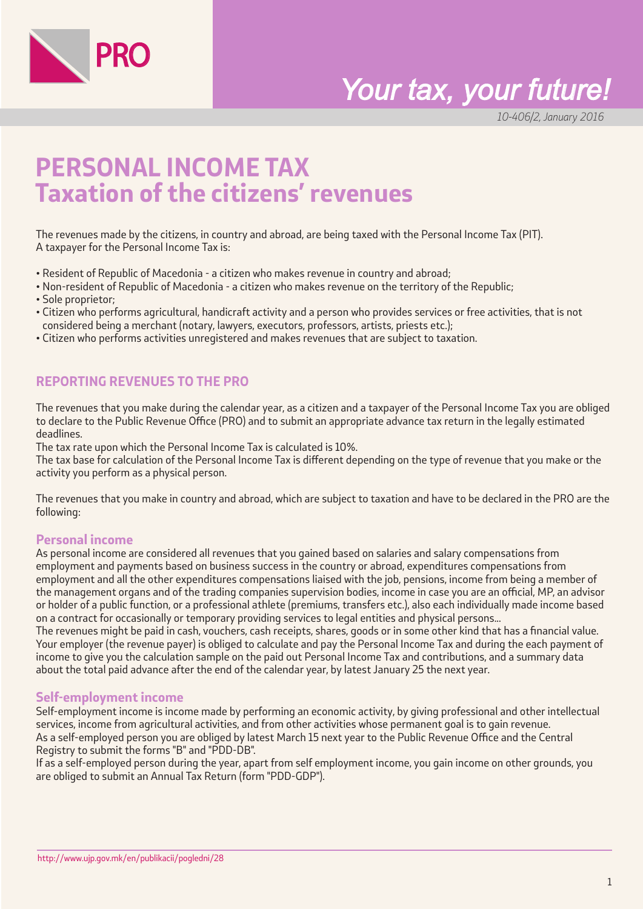PRO

*Your tax, your future!*

*10-406/2, January 2016*

# PERSONAL INCOME TAX
# Taxation of the citizens' revenues

The revenues made by the citizens, in country and abroad, are being taxed with the Personal Income Tax (PIT).
A taxpayer for the Personal Income Tax is:

- Resident of Republic of Macedonia - a citizen who makes revenue in country and abroad;
- Non-resident of Republic of Macedonia - a citizen who makes revenue on the territory of the Republic;
- Sole proprietor;
- Citizen who performs agricultural, handicraft activity and a person who provides services or free activities, that is not considered being a merchant (notary, lawyers, executors, professors, artists, priests etc.);
- Citizen who performs activities unregistered and makes revenues that are subject to taxation.

## REPORTING REVENUES TO THE PRO

The revenues that you make during the calendar year, as a citizen and a taxpayer of the Personal Income Tax you are obliged to declare to the Public Revenue Office (PRO) and to submit an appropriate advance tax return in the legally estimated deadlines.

The tax rate upon which the Personal Income Tax is calculated is 10%.

The tax base for calculation of the Personal Income Tax is different depending on the type of revenue that you make or the activity you perform as a physical person.

The revenues that you make in country and abroad, which are subject to taxation and have to be declared in the PRO are the following:

### Personal income

As personal income are considered all revenues that you gained based on salaries and salary compensations from employment and payments based on business success in the country or abroad, expenditures compensations from employment and all the other expenditures compensations liaised with the job, pensions, income from being a member of the management organs and of the trading companies supervision bodies, income in case you are an official, MP, an advisor or holder of a public function, or a professional athlete (premiums, transfers etc.), also each individually made income based on a contract for occasionally or temporary providing services to legal entities and physical persons...

The revenues might be paid in cash, vouchers, cash receipts, shares, goods or in some other kind that has a financial value.

Your employer (the revenue payer) is obliged to calculate and pay the Personal Income Tax and during the each payment of income to give you the calculation sample on the paid out Personal Income Tax and contributions, and a summary data about the total paid advance after the end of the calendar year, by latest January 25 the next year.

### Self-employment income

Self-employment income is income made by performing an economic activity, by giving professional and other intellectual services, income from agricultural activities, and from other activities whose permanent goal is to gain revenue.

As a self-employed person you are obliged by latest March 15 next year to the Public Revenue Office and the Central Registry to submit the forms "B" and "PDD-DB".

If as a self-employed person during the year, apart from self employment income, you gain income on other grounds, you are obliged to submit an Annual Tax Return (form "PDD-GDP").

http://www.ujp.gov.mk/en/publikacii/pogledni/28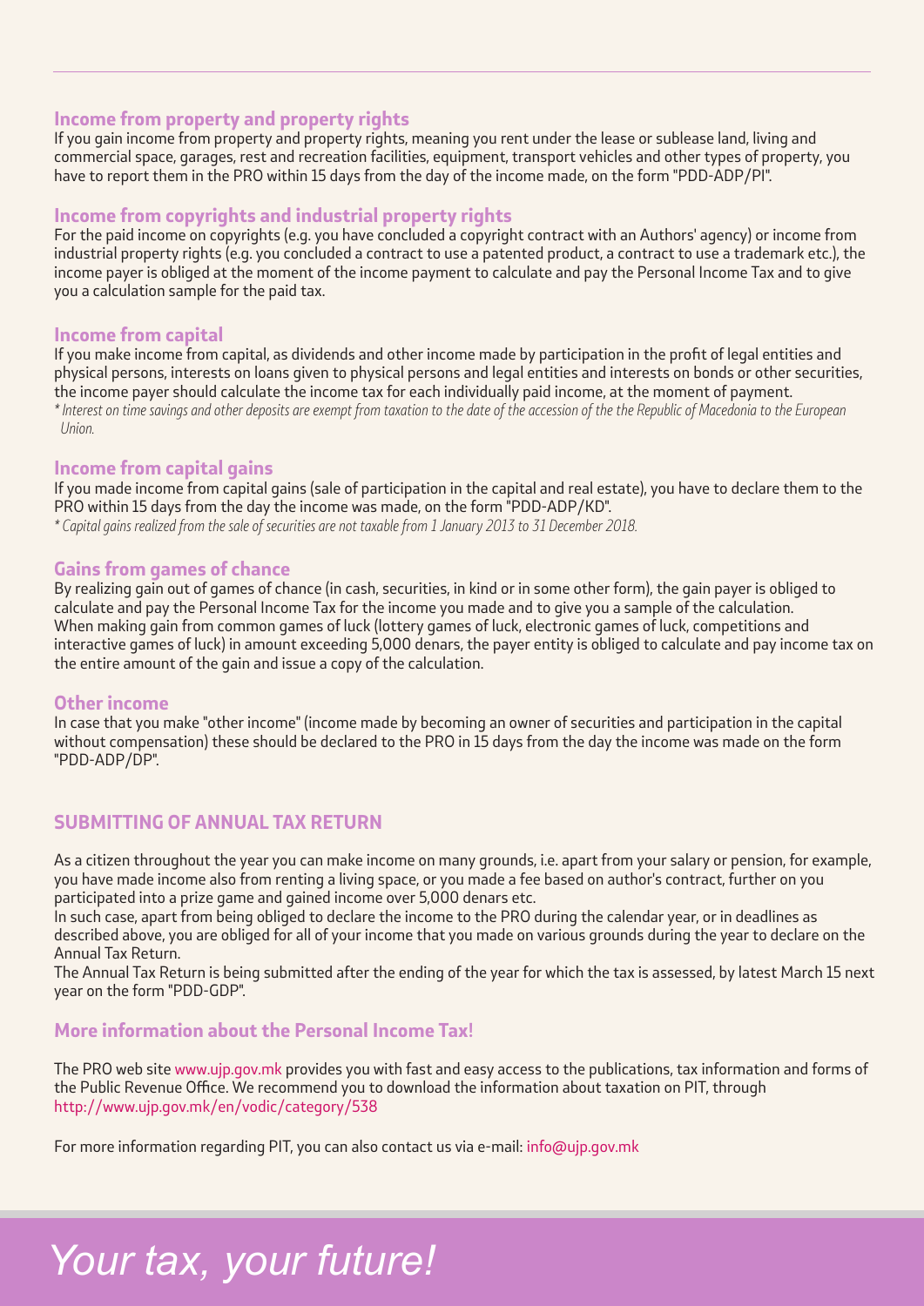### Income from property and property rights

If you gain income from property and property rights, meaning you rent under the lease or sublease land, living and commercial space, garages, rest and recreation facilities, equipment, transport vehicles and other types of property, you have to report them in the PRO within 15 days from the day of the income made, on the form "PDD-ADP/PI".

### Income from copyrights and industrial property rights

For the paid income on copyrights (e.g. you have concluded a copyright contract with an Authors' agency) or income from industrial property rights (e.g. you concluded a contract to use a patented product, a contract to use a trademark etc.), the income payer is obliged at the moment of the income payment to calculate and pay the Personal Income Tax and to give you a calculation sample for the paid tax.

### Income from capital

If you make income from capital, as dividends and other income made by participation in the profit of legal entities and physical persons, interests on loans given to physical persons and legal entities and interests on bonds or other securities, the income payer should calculate the income tax for each individually paid income, at the moment of payment.

*\* Interest on time savings and other deposits are exempt from taxation to the date of the accession of the the Republic of Macedonia to the European Union.*

### Income from capital gains

If you made income from capital gains (sale of participation in the capital and real estate), you have to declare them to the PRO within 15 days from the day the income was made, on the form "PDD-ADP/KD".

*\* Capital gains realized from the sale of securities are not taxable from 1 January 2013 to 31 December 2018.*

### Gains from games of chance

By realizing gain out of games of chance (in cash, securities, in kind or in some other form), the gain payer is obliged to calculate and pay the Personal Income Tax for the income you made and to give you a sample of the calculation.
When making gain from common games of luck (lottery games of luck, electronic games of luck, competitions and interactive games of luck) in amount exceeding 5,000 denars, the payer entity is obliged to calculate and pay income tax on the entire amount of the gain and issue a copy of the calculation.

### Other income

In case that you make "other income" (income made by becoming an owner of securities and participation in the capital without compensation) these should be declared to the PRO in 15 days from the day the income was made on the form "PDD-ADP/DP".

## SUBMITTING OF ANNUAL TAX RETURN

As a citizen throughout the year you can make income on many grounds, i.e. apart from your salary or pension, for example, you have made income also from renting a living space, or you made a fee based on author's contract, further on you participated into a prize game and gained income over 5,000 denars etc.
In such case, apart from being obliged to declare the income to the PRO during the calendar year, or in deadlines as described above, you are obliged for all of your income that you made on various grounds during the year to declare on the Annual Tax Return.
The Annual Tax Return is being submitted after the ending of the year for which the tax is assessed, by latest March 15 next year on the form "PDD-GDP".

### More information about the Personal Income Tax!

The PRO web site www.ujp.gov.mk provides you with fast and easy access to the publications, tax information and forms of the Public Revenue Office. We recommend you to download the information about taxation on PIT, through http://www.ujp.gov.mk/en/vodic/category/538

For more information regarding PIT, you can also contact us via e-mail: info@ujp.gov.mk

*Your tax, your future!*